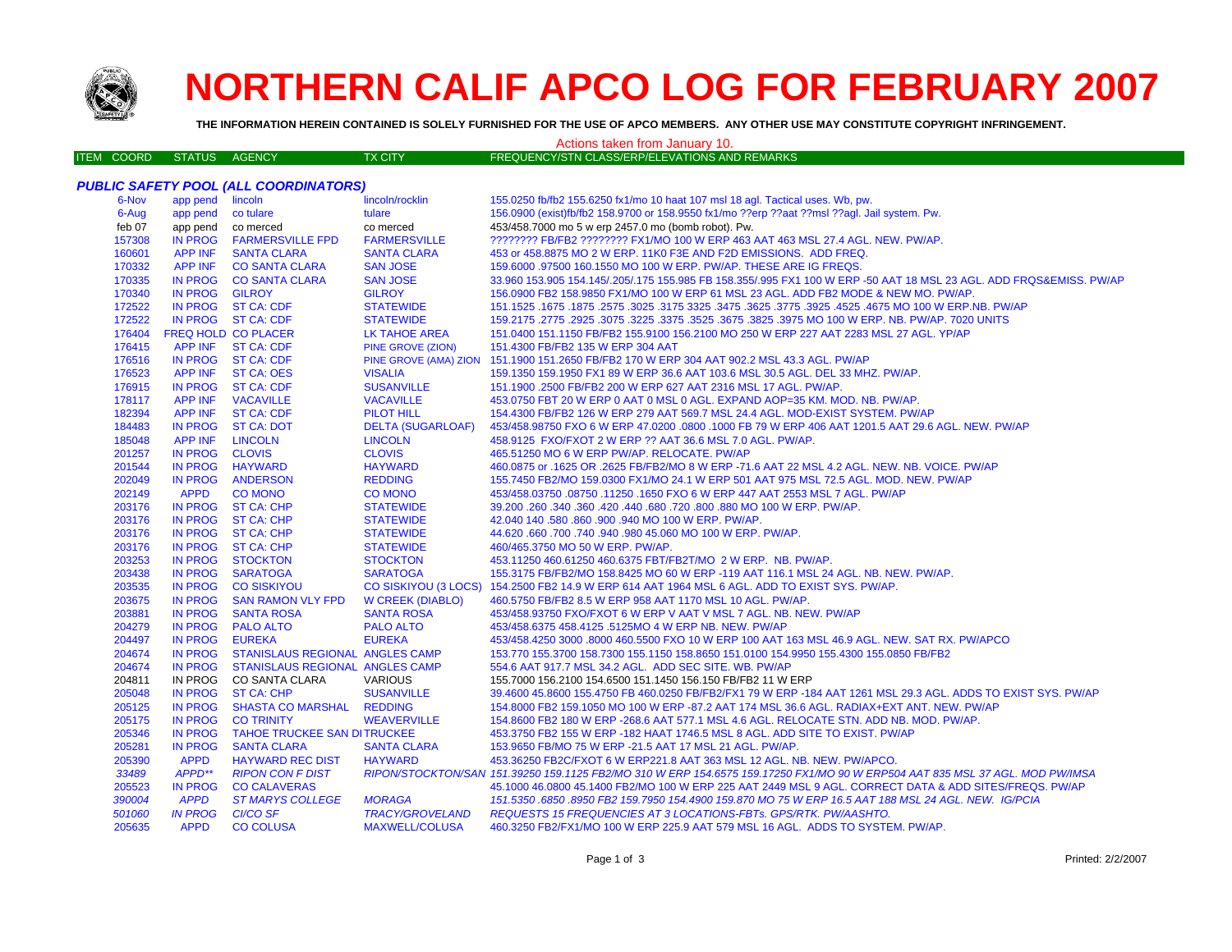# NORTHERN CALIF APCO LOG FOR FEBRUARY 2007

**THE INFORMATION HEREIN CONTAINED IS SOLELY FURNISHED FOR THE USE OF APCO MEMBERS. ANY OTHER USE MAY CONSTITUTE COPYRIGHT INFRINGEMENT.**

Actions taken from January 10.

| ITEM COORD | STATUS | AGENCY | TX CITY | FREQUENCY/STN CLASS/ERP/ELEVATIONS AND REMARKS |
|---|---|---|---|---|
| ***PUBLIC SAFETY POOL (ALL COORDINATORS)*** | | | | |
| 6-Nov | app pend | lincoln | lincoln/rocklin | 155.0250 fb/fb2 155.6250 fx1/mo 10 haat 107 msl 18 agl. Tactical uses. Wb, pw. |
| 6-Aug | app pend | co tulare | tulare | 156.0900 (exist)fb/fb2 158.9700 or 158.9550 fx1/mo ??erp ??aat ??msl ??agl. Jail system. Pw. |
| feb 07 | app pend | co merced | co merced | 453/458.7000 mo 5 w erp 2457.0 mo (bomb robot). Pw. |
| 157308 | IN PROG | FARMERSVILLE FPD | FARMERSVILLE | ???????? FB/FB2 ???????? FX1/MO 100 W ERP 463 AAT 463 MSL 27.4 AGL. NEW. PW/AP. |
| 160601 | APP INF | SANTA CLARA | SANTA CLARA | 453 or 458.8875 MO 2 W ERP. 11K0 F3E AND F2D EMISSIONS. ADD FREQ. |
| 170332 | APP INF | CO SANTA CLARA | SAN JOSE | 159.6000 .97500 160.1550 MO 100 W ERP. PW/AP. THESE ARE IG FREQS. |
| 170335 | IN PROG | CO SANTA CLARA | SAN JOSE | 33.960 153.905 154.145/.205/.175 155.985 FB 158.355/.995 FX1 100 W ERP -50 AAT 18 MSL 23 AGL. ADD FRQS&EMISS. PW/AP |
| 170340 | IN PROG | GILROY | GILROY | 156.0900 FB2 158.9850 FX1/MO 100 W ERP 61 MSL 23 AGL. ADD FB2 MODE & NEW MO. PW/AP. |
| 172522 | IN PROG | ST CA: CDF | STATEWIDE | 151.1525 .1675 .1875 .2575 .3025 .3175 3325 .3475 .3625 .3775 .3925 .4525 .4675 MO 100 W ERP.NB. PW/AP |
| 172522 | IN PROG | ST CA: CDF | STATEWIDE | 159.2175 .2775 .2925 .3075 .3225 .3375 .3525 .3675 .3825 .3975 MO 100 W ERP. NB. PW/AP. 7020 UNITS |
| 176404 | FREQ HOLD | CO PLACER | LK TAHOE AREA | 151.0400 151.1150 FB/FB2 155.9100 156.2100 MO 250 W ERP 227 AAT 2283 MSL 27 AGL. YP/AP |
| 176415 | APP INF | ST CA: CDF | PINE GROVE (ZION) | 151.4300 FB/FB2 135 W ERP 304 AAT |
| 176516 | IN PROG | ST CA: CDF | PINE GROVE (AMA) ZION | 151.1900 151.2650 FB/FB2 170 W ERP 304 AAT 902.2 MSL 43.3 AGL. PW/AP |
| 176523 | APP INF | ST CA: OES | VISALIA | 159.1350 159.1950 FX1 89 W ERP 36.6 AAT 103.6 MSL 30.5 AGL. DEL 33 MHZ. PW/AP. |
| 176915 | IN PROG | ST CA: CDF | SUSANVILLE | 151.1900 .2500 FB/FB2 200 W ERP 627 AAT 2316 MSL 17 AGL. PW/AP. |
| 178117 | APP INF | VACAVILLE | VACAVILLE | 453.0750 FBT 20 W ERP 0 AAT 0 MSL 0 AGL. EXPAND AOP=35 KM. MOD. NB. PW/AP. |
| 182394 | APP INF | ST CA: CDF | PILOT HILL | 154.4300 FB/FB2 126 W ERP 279 AAT 569.7 MSL 24.4 AGL. MOD-EXIST SYSTEM. PW/AP |
| 184483 | IN PROG | ST CA: DOT | DELTA (SUGARLOAF) | 453/458.98750 FXO 6 W ERP 47.0200 .0800 .1000 FB 79 W ERP 406 AAT 1201.5 AAT 29.6 AGL. NEW. PW/AP |
| 185048 | APP INF | LINCOLN | LINCOLN | 458.9125 FXO/FXOT 2 W ERP ?? AAT 36.6 MSL 7.0 AGL. PW/AP. |
| 201257 | IN PROG | CLOVIS | CLOVIS | 465.51250 MO 6 W ERP PW/AP. RELOCATE. PW/AP |
| 201544 | IN PROG | HAYWARD | HAYWARD | 460.0875 or .1625 OR .2625 FB/FB2/MO 8 W ERP -71.6 AAT 22 MSL 4.2 AGL. NEW. NB. VOICE. PW/AP |
| 202049 | IN PROG | ANDERSON | REDDING | 155.7450 FB2/MO 159.0300 FX1/MO 24.1 W ERP 501 AAT 975 MSL 72.5 AGL. MOD. NEW. PW/AP |
| 202149 | APPD | CO MONO | CO MONO | 453/458.03750 .08750 .11250 .1650 FXO 6 W ERP 447 AAT 2553 MSL 7 AGL. PW/AP |
| 203176 | IN PROG | ST CA: CHP | STATEWIDE | 39.200 .260 .340 .360 .420 .440 .680 .720 .800 .880 MO 100 W ERP. PW/AP. |
| 203176 | IN PROG | ST CA: CHP | STATEWIDE | 42.040 140 .580 .860 .900 .940 MO 100 W ERP. PW/AP. |
| 203176 | IN PROG | ST CA: CHP | STATEWIDE | 44.620 .660 .700 .740 .940 .980 45.060 MO 100 W ERP. PW/AP. |
| 203176 | IN PROG | ST CA: CHP | STATEWIDE | 460/465.3750 MO 50 W ERP. PW/AP. |
| 203253 | IN PROG | STOCKTON | STOCKTON | 453.11250 460.61250 460.6375 FBT/FB2T/MO 2 W ERP. NB. PW/AP. |
| 203438 | IN PROG | SARATOGA | SARATOGA | 155.3175 FB/FB2/MO 158.8425 MO 60 W ERP -119 AAT 116.1 MSL 24 AGL. NB. NEW. PW/AP. |
| 203535 | IN PROG | CO SISKIYOU | CO SISKIYOU (3 LOCS) | 154.2500 FB2 14.9 W ERP 614 AAT 1964 MSL 6 AGL. ADD TO EXIST SYS. PW/AP. |
| 203675 | IN PROG | SAN RAMON VLY FPD | W CREEK (DIABLO) | 460.5750 FB/FB2 8.5 W ERP 958 AAT 1170 MSL 10 AGL. PW/AP. |
| 203881 | IN PROG | SANTA ROSA | SANTA ROSA | 453/458.93750 FXO/FXOT 6 W ERP V AAT V MSL 7 AGL. NB. NEW. PW/AP |
| 204279 | IN PROG | PALO ALTO | PALO ALTO | 453/458.6375 458.4125 .5125MO 4 W ERP NB. NEW. PW/AP |
| 204497 | IN PROG | EUREKA | EUREKA | 453/458.4250 3000 .8000 460.5500 FXO 10 W ERP 100 AAT 163 MSL 46.9 AGL. NEW. SAT RX. PW/APCO |
| 204674 | IN PROG | STANISLAUS REGIONAL | ANGLES CAMP | 153.770 155.3700 158.7300 155.1150 158.8650 151.0100 154.9950 155.4300 155.0850 FB/FB2 |
| 204674 | IN PROG | STANISLAUS REGIONAL | ANGLES CAMP | 554.6 AAT 917.7 MSL 34.2 AGL. ADD SEC SITE. WB. PW/AP |
| 204811 | IN PROG | CO SANTA CLARA | VARIOUS | 155.7000 156.2100 154.6500 151.1450 156.150 FB/FB2 11 W ERP |
| 205048 | IN PROG | ST CA: CHP | SUSANVILLE | 39.4600 45.8600 155.4750 FB 460.0250 FB/FB2/FX1 79 W ERP -184 AAT 1261 MSL 29.3 AGL. ADDS TO EXIST SYS. PW/AP |
| 205125 | IN PROG | SHASTA CO MARSHAL | REDDING | 154.8000 FB2 159.1050 MO 100 W ERP -87.2 AAT 174 MSL 36.6 AGL. RADIAX+EXT ANT. NEW. PW/AP |
| 205175 | IN PROG | CO TRINITY | WEAVERVILLE | 154.8600 FB2 180 W ERP -268.6 AAT 577.1 MSL 4.6 AGL. RELOCATE STN. ADD NB. MOD. PW/AP. |
| 205346 | IN PROG | TAHOE TRUCKEE SAN DI | TRUCKEE | 453.3750 FB2 155 W ERP -182 HAAT 1746.5 MSL 8 AGL. ADD SITE TO EXIST. PW/AP |
| 205281 | IN PROG | SANTA CLARA | SANTA CLARA | 153.9650 FB/MO 75 W ERP -21.5 AAT 17 MSL 21 AGL. PW/AP. |
| 205390 | APPD | HAYWARD REC DIST | HAYWARD | 453.36250 FB2C/FXOT 6 W ERP221.8 AAT 363 MSL 12 AGL. NB. NEW. PW/APCO. |
| *33489* | *APPD\*\** | *RIPON CON F DIST* | *RIPON/STOCKTON/SAN* | *151.39250 159.1125 FB2/MO 310 W ERP 154.6575 159.17250 FX1/MO 90 W ERP504 AAT 835 MSL 37 AGL. MOD PW/IMSA* |
| 205523 | IN PROG | CO CALAVERAS | | 45.1000 46.0800 45.1400 FB2/MO 100 W ERP 225 AAT 2449 MSL 9 AGL. CORRECT DATA & ADD SITES/FREQS. PW/AP |
| *390004* | *APPD* | *ST MARYS COLLEGE* | *MORAGA* | *151.5350 .6850 .8950 FB2 159.7950 154.4900 159.870 MO 75 W ERP 16.5 AAT 188 MSL 24 AGL. NEW. IG/PCIA* |
| *501060* | *IN PROG* | *CI/CO SF* | *TRACY/GROVELAND* | *REQUESTS 15 FREQUENCIES AT 3 LOCATIONS-FBTs. GPS/RTK. PW/AASHTO.* |
| 205635 | APPD | CO COLUSA | MAXWELL/COLUSA | 460.3250 FB2/FX1/MO 100 W ERP 225.9 AAT 579 MSL 16 AGL. ADDS TO SYSTEM. PW/AP. |

Printed: 2/2/2007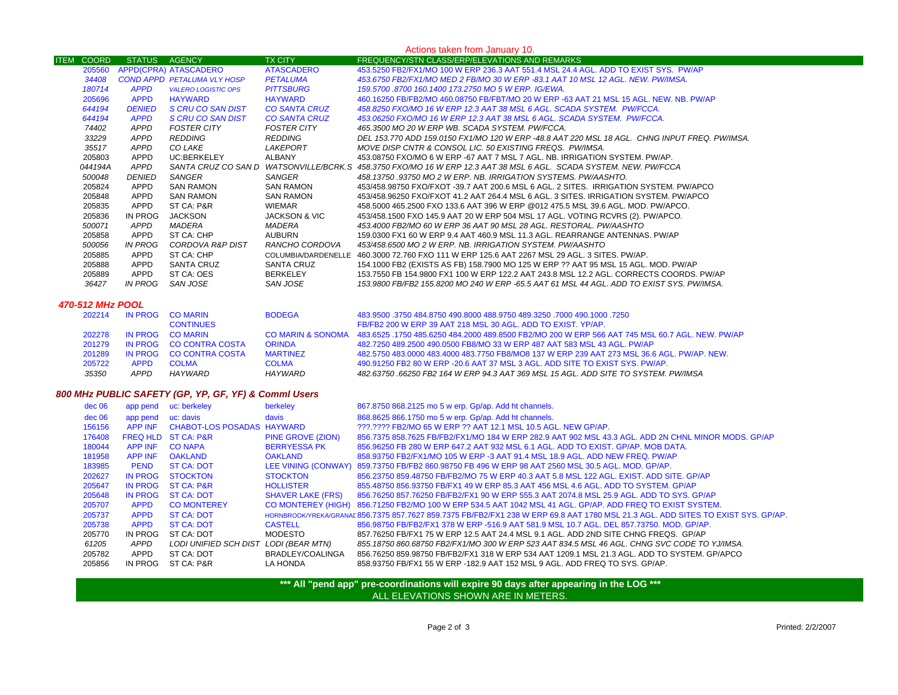Actions taken from January 10.

| ITEM | COORD | STATUS | AGENCY | TX CITY | FREQUENCY/STN CLASS/ERP/ELEVATIONS AND REMARKS |
|---|---|---|---|---|---|
| | 205560 | APPD(CPRA) | ATASCADERO | ATASCADERO | 453.5250 FB2/FX1/MO 100 W ERP 236.3 AAT 551.4 MSL 24.4 AGL. ADD TO EXIST SYS. PW/AP |
| | 34408 | COND APPD | PETALUMA VLY HOSP | PETALUMA | 453.6750 FB2/FX1/MO MED 2 FB/MO 30 W ERP -83.1 AAT 10 MSL 12 AGL. NEW. PW/IMSA. |
| | 180714 | APPD | VALERO LOGISTIC OPS | PITTSBURG | 159.5700 .8700 160.1400 173.2750 MO 5 W ERP. IG/EWA. |
| | 205696 | APPD | HAYWARD | HAYWARD | 460.16250 FB/FB2/MO 460.08750 FB/FBT/MO 20 W ERP -63 AAT 21 MSL 15 AGL. NEW. NB. PW/AP |
| | 644194 | DENIED | S CRU CO SAN DIST | CO SANTA CRUZ | 458.8250 FXO/MO 16 W ERP 12.3 AAT 38 MSL 6 AGL. SCADA SYSTEM. PW/FCCA. |
| | 644194 | APPD | S CRU CO SAN DIST | CO SANTA CRUZ | 453.06250 FXO/MO 16 W ERP 12.3 AAT 38 MSL 6 AGL. SCADA SYSTEM. PW/FCCA. |
| | 74402 | APPD | FOSTER CITY | FOSTER CITY | 465.3500 MO 20 W ERP WB. SCADA SYSTEM. PW/FCCA. |
| | 33229 | APPD | REDDING | REDDING | DEL 153.770 ADD 159.0150 FX1/MO 120 W ERP -48.8 AAT 220 MSL 18 AGL. CHNG INPUT FREQ. PW/IMSA. |
| | 35517 | APPD | CO LAKE | LAKEPORT | MOVE DISP CNTR & CONSOL LIC. 50 EXISTING FREQS. PW/IMSA. |
| | 205803 | APPD | UC:BERKELEY | ALBANY | 453.08750 FXO/MO 6 W ERP -67 AAT 7 MSL 7 AGL. NB. IRRIGATION SYSTEM. PW/AP. |
| | 044194A | APPD | SANTA CRUZ CO SAN D | WATSONVILLE/BCRK.S | 458.3750 FXO/MO 16 W ERP 12.3 AAT 38 MSL 6 AGL. SCADA SYSTEM. NEW. PW/FCCA |
| | 500048 | DENIED | SANGER | SANGER | 458.13750 .93750 MO 2 W ERP. NB. IRRIGATION SYSTEMS. PW/AASHTO. |
| | 205824 | APPD | SAN RAMON | SAN RAMON | 453/458.98750 FXO/FXOT -39.7 AAT 200.6 MSL 6 AGL. 2 SITES. IRRIGATION SYSTEM. PW/APCO |
| | 205848 | APPD | SAN RAMON | SAN RAMON | 453/458.96250 FXO/FXOT 41.2 AAT 264.4 MSL 6 AGL. 3 SITES. IRRIGATION SYSTEM. PW/APCO |
| | 205835 | APPD | ST CA: P&R | WIEMAR | 458.5000 465.2500 FXO 133.6 AAT 396 W ERP @012 475.5 MSL 39.6 AGL. MOD. PW/APCO. |
| | 205836 | IN PROG | JACKSON | JACKSON & VIC | 453/458.1500 FXO 145.9 AAT 20 W ERP 504 MSL 17 AGL. VOTING RCVRS (2). PW/APCO. |
| | 500071 | APPD | MADERA | MADERA | 453.4000 FB2/MO 60 W ERP 36 AAT 90 MSL 28 AGL. RESTORAL. PW/AASHTO |
| | 205858 | APPD | ST CA: CHP | AUBURN | 159.0300 FX1 60 W ERP 9.4 AAT 460.9 MSL 11.3 AGL. REARRANGE ANTENNAS. PW/AP |
| | 500056 | IN PROG | CORDOVA R&P DIST | RANCHO CORDOVA | 453/458.6500 MO 2 W ERP. NB. IRRIGATION SYSTEM. PW/AASHTO |
| | 205885 | APPD | ST CA: CHP | COLUMBIA/DARDENELLE | 460.3000 72.760 FXO 111 W ERP 125.6 AAT 2267 MSL 29 AGL. 3 SITES. PW/AP. |
| | 205888 | APPD | SANTA CRUZ | SANTA CRUZ | 154.1000 FB2 (EXISTS AS FB) 158.7900 MO 125 W ERP ?? AAT 95 MSL 15 AGL. MOD. PW/AP |
| | 205889 | APPD | ST CA: OES | BERKELEY | 153.7550 FB 154.9800 FX1 100 W ERP 122.2 AAT 243.8 MSL 12.2 AGL. CORRECTS COORDS. PW/AP |
| | 36427 | IN PROG | SAN JOSE | SAN JOSE | 153.9800 FB/FB2 155.8200 MO 240 W ERP -65.5 AAT 61 MSL 44 AGL. ADD TO EXIST SYS. PW/IMSA. |

### 470-512 MHz POOL

| COORD | STATUS | AGENCY | TX CITY | FREQUENCY/STN CLASS/ERP/ELEVATIONS AND REMARKS |
|---|---|---|---|---|
| 202214 | IN PROG | CO MARIN | BODEGA | 483.9500 .3750 484.8750 490.8000 488.9750 489.3250 .7000 490.1000 .7250 |
| | | CONTINUES | | FB/FB2 200 W ERP 39 AAT 218 MSL 30 AGL. ADD TO EXIST. YP/AP. |
| 202278 | IN PROG | CO MARIN | CO MARIN & SONOMA | 483.6525 .1750 485.6250 484.2000 489.8500 FB2/MO 200 W ERP 566 AAT 745 MSL 60.7 AGL. NEW. PW/AP |
| 201279 | IN PROG | CO CONTRA COSTA | ORINDA | 482.7250 489.2500 490.0500 FB8/MO 33 W ERP 487 AAT 583 MSL 43 AGL. PW/AP |
| 201289 | IN PROG | CO CONTRA COSTA | MARTINEZ | 482.5750 483.0000 483.4000 483.7750 FB8/MO8 137 W ERP 239 AAT 273 MSL 36.6 AGL. PW/AP. NEW. |
| 205722 | APPD | COLMA | COLMA | 490.91250 FB2 80 W ERP -20.6 AAT 37 MSL 3 AGL. ADD SITE TO EXIST SYS. PW/AP. |
| 35350 | APPD | HAYWARD | HAYWARD | 482.63750 .66250 FB2 164 W ERP 94.3 AAT 369 MSL 15 AGL. ADD SITE TO SYSTEM. PW/IMSA |

### 800 MHz PUBLIC SAFETY (GP, YP, GF, YF) & Comml Users

| COORD | STATUS | AGENCY | TX CITY | FREQUENCY/STN CLASS/ERP/ELEVATIONS AND REMARKS |
|---|---|---|---|---|
| dec 06 | app pend | uc: berkeley | berkeley | 867.8750 868.2125 mo 5 w erp. Gp/ap. Add ht channels. |
| dec 06 | app pend | uc: davis | davis | 868.8625 866.1750 mo 5 w erp. Gp/ap. Add ht channels. |
| 156156 | APP INF | CHABOT-LOS POSADAS | HAYWARD | ???.???? FB2/MO 65 W ERP ?? AAT 12.1 MSL 10.5 AGL. NEW GP/AP. |
| 176408 | FREQ HLD | ST CA: P&R | PINE GROVE (ZION) | 856.7375 858.7625 FB/FB2/FX1/MO 184 W ERP 282.9 AAT 902 MSL 43.3 AGL. ADD 2N CHNL MINOR MODS. GP/AP |
| 180044 | APP INF | CO NAPA | BERRYESSA PK | 856.96250 FB 280 W ERP 647.2 AAT 932 MSL 6.1 AGL. ADD TO EXIST. GP/AP. MOB DATA. |
| 181958 | APP INF | OAKLAND | OAKLAND | 858.93750 FB2/FX1/MO 105 W ERP -3 AAT 91.4 MSL 18.9 AGL. ADD NEW FREQ. PW/AP |
| 183985 | PEND | ST CA: DOT | LEE VINING (CONWAY) | 859.73750 FB/FB2 860.98750 FB 496 W ERP 98 AAT 2560 MSL 30.5 AGL. MOD. GP/AP. |
| 202627 | IN PROG | STOCKTON | STOCKTON | 856.23750 859.48750 FB/FB2/MO 75 W ERP 40.3 AAT 5.8 MSL 122 AGL. EXIST. ADD SITE. GP/AP |
| 205647 | IN PROG | ST CA: P&R | HOLLISTER | 855.48750 856.93750 FB/FX1 49 W ERP 85.3 AAT 456 MSL 4.6 AGL. ADD TO SYSTEM. GP/AP |
| 205648 | IN PROG | ST CA: DOT | SHAVER LAKE (FRS) | 856.76250 857.76250 FB/FB2/FX1 90 W ERP 555.3 AAT 2074.8 MSL 25.9 AGL. ADD TO SYS. GP/AP |
| 205707 | APPD | CO MONTEREY | CO MONTEREY (HIGH) | 856.71250 FB2/MO 100 W ERP 534.5 AAT 1042 MSL 41 AGL. GP/AP. ADD FREQ TO EXIST SYSTEM. |
| 205737 | APPD | ST CA: DOT | HORNBROOK/YREKA/GRANAD | 856.7375 857.7627 859.7375 FB/FB2/FX1 238 W ERP 69.8 AAT 1780 MSL 21.3 AGL. ADD SITES TO EXIST SYS. GP/AP. |
| 205738 | APPD | ST CA: DOT | CASTELL | 856.98750 FB/FB2/FX1 378 W ERP -516.9 AAT 581.9 MSL 10.7 AGL. DEL 857.73750. MOD. GP/AP. |
| 205770 | IN PROG | ST CA: DOT | MODESTO | 857.76250 FB/FX1 75 W ERP 12.5 AAT 24.4 MSL 9.1 AGL. ADD 2ND SITE CHNG FREQS. GP/AP |
| 61205 | APPD | LODI UNIFIED SCH DIST | LODI (BEAR MTN) | 855.18750 860.68750 FB2/FX1/MO 300 W ERP 523 AAT 834.5 MSL 46 AGL. CHNG SVC CODE TO YJ/IMSA. |
| 205782 | APPD | ST CA: DOT | BRADLEY/COALINGA | 856.76250 859.98750 FB/FB2/FX1 318 W ERP 534 AAT 1209.1 MSL 21.3 AGL. ADD TO SYSTEM. GP/APCO |
| 205856 | IN PROG | ST CA: P&R | LA HONDA | 858.93750 FB/FX1 55 W ERP -182.9 AAT 152 MSL 9 AGL. ADD FREQ TO SYS. GP/AP. |

**\*\*\* All "pend app" pre-coordinations will expire 90 days after appearing in the LOG \*\*\***

ALL ELEVATIONS SHOWN ARE IN METERS.

Printed: 2/2/2007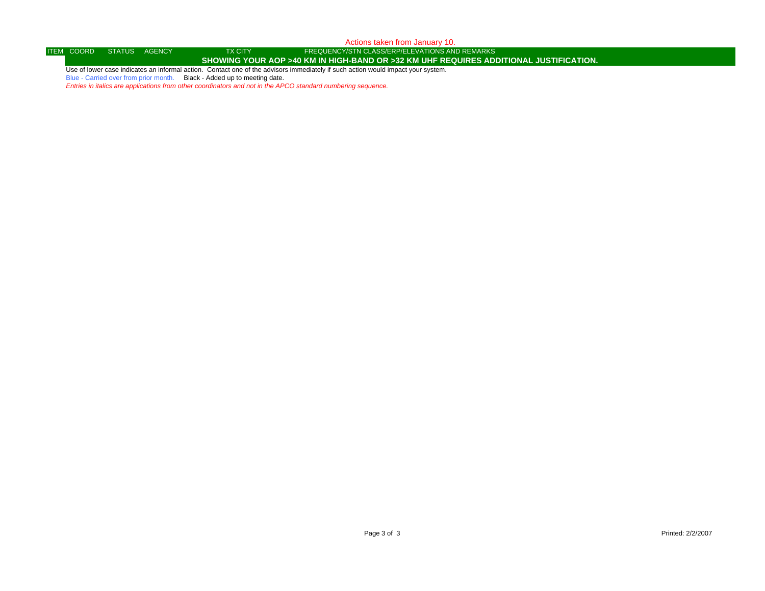Actions taken from January 10.

| ITEM | COORD | STATUS | AGENCY | TX CITY | FREQUENCY/STN CLASS/ERP/ELEVATIONS AND REMARKS |
|---|---|---|---|---|---|

**SHOWING YOUR AOP >40 KM IN HIGH-BAND OR >32 KM UHF REQUIRES ADDITIONAL JUSTIFICATION.**

Use of lower case indicates an informal action. Contact one of the advisors immediately if such action would impact your system.

Blue - Carried over from prior month. Black - Added up to meeting date.

*Entries in italics are applications from other coordinators and not in the APCO standard numbering sequence.*

Printed: 2/2/2007